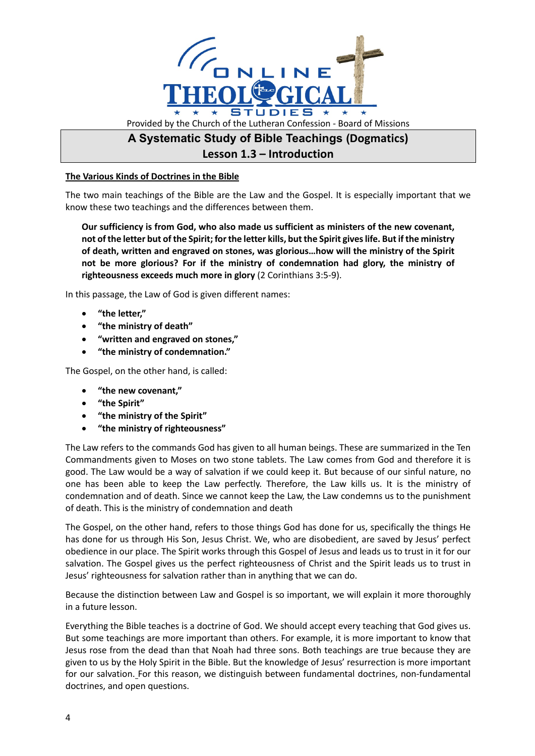Provided by the Church of the Lutheran Confession - Board of Missions

# A Systematic Study of Bible Teachings (Dogmatics)

## Lesson 1.3 – Introduction

### The Various Kinds of Doctrines in the Bible

The two main teachings of the Bible are the Law and the Gospel. It is especially important that we know these two teachings and the differences between them.

> **Our sufficiency is from God, who also made us sufficient as ministers of the new covenant, not of the letter but of the Spirit; for the letter kills, but the Spirit gives life. But if the ministry of death, written and engraved on stones, was glorious…how will the ministry of the Spirit not be more glorious? For if the ministry of condemnation had glory, the ministry of righteousness exceeds much more in glory** (2 Corinthians 3:5-9).

In this passage, the Law of God is given different names:

- **"the letter,"**
- **"the ministry of death"**
- **"written and engraved on stones,"**
- **"the ministry of condemnation."**

The Gospel, on the other hand, is called:

- **"the new covenant,"**
- **"the Spirit"**
- **"the ministry of the Spirit"**
- **"the ministry of righteousness"**

The Law refers to the commands God has given to all human beings. These are summarized in the Ten Commandments given to Moses on two stone tablets. The Law comes from God and therefore it is good. The Law would be a way of salvation if we could keep it. But because of our sinful nature, no one has been able to keep the Law perfectly. Therefore, the Law kills us. It is the ministry of condemnation and of death. Since we cannot keep the Law, the Law condemns us to the punishment of death. This is the ministry of condemnation and death

The Gospel, on the other hand, refers to those things God has done for us, specifically the things He has done for us through His Son, Jesus Christ. We, who are disobedient, are saved by Jesus' perfect obedience in our place. The Spirit works through this Gospel of Jesus and leads us to trust in it for our salvation. The Gospel gives us the perfect righteousness of Christ and the Spirit leads us to trust in Jesus' righteousness for salvation rather than in anything that we can do.

Because the distinction between Law and Gospel is so important, we will explain it more thoroughly in a future lesson.

Everything the Bible teaches is a doctrine of God. We should accept every teaching that God gives us. But some teachings are more important than others. For example, it is more important to know that Jesus rose from the dead than that Noah had three sons. Both teachings are true because they are given to us by the Holy Spirit in the Bible. But the knowledge of Jesus' resurrection is more important for our salvation. For this reason, we distinguish between fundamental doctrines, non-fundamental doctrines, and open questions.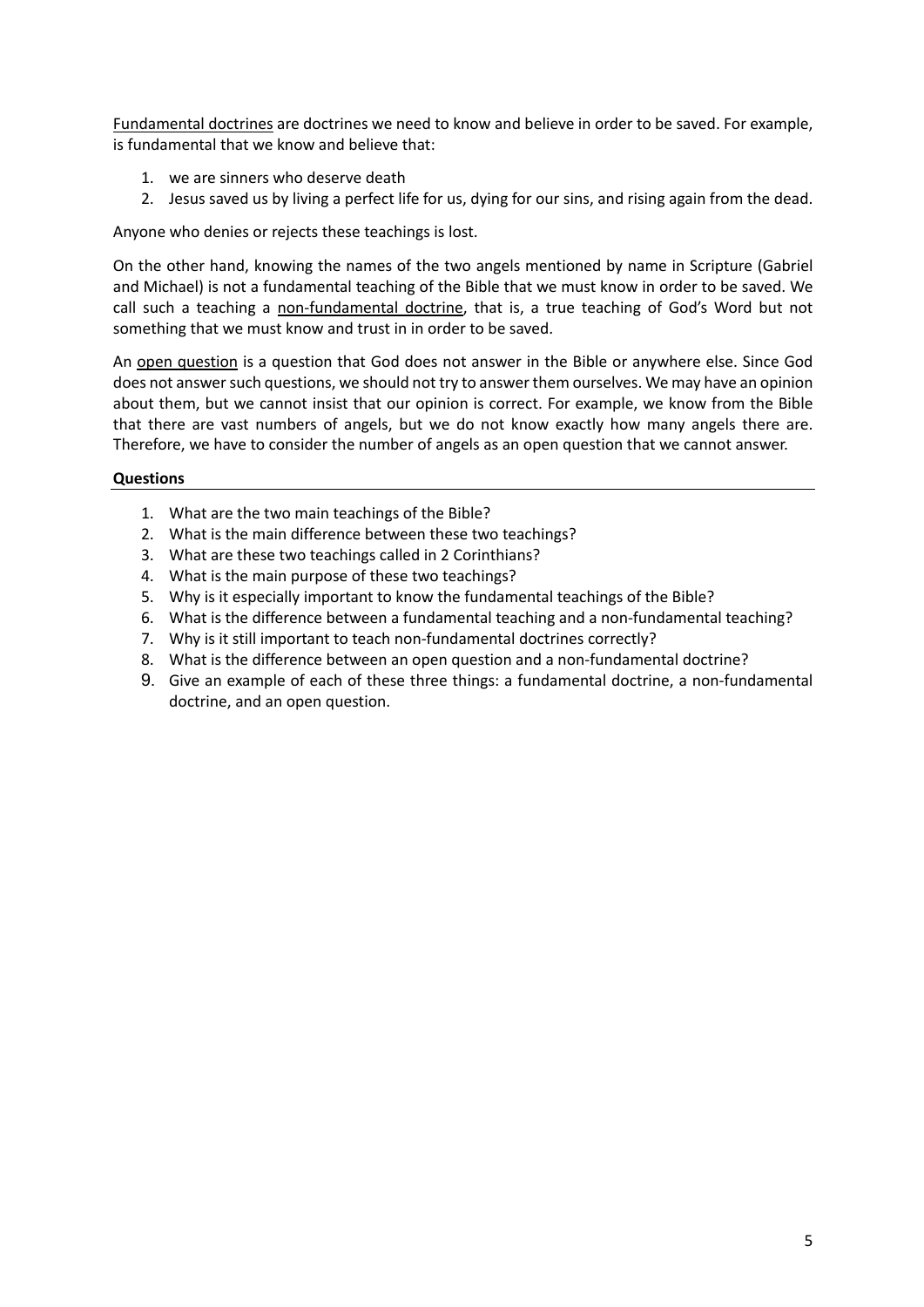Fundamental doctrines are doctrines we need to know and believe in order to be saved. For example, is fundamental that we know and believe that:

1. we are sinners who deserve death
2. Jesus saved us by living a perfect life for us, dying for our sins, and rising again from the dead.

Anyone who denies or rejects these teachings is lost.

On the other hand, knowing the names of the two angels mentioned by name in Scripture (Gabriel and Michael) is not a fundamental teaching of the Bible that we must know in order to be saved. We call such a teaching a non-fundamental doctrine, that is, a true teaching of God's Word but not something that we must know and trust in in order to be saved.

An open question is a question that God does not answer in the Bible or anywhere else. Since God does not answer such questions, we should not try to answer them ourselves. We may have an opinion about them, but we cannot insist that our opinion is correct. For example, we know from the Bible that there are vast numbers of angels, but we do not know exactly how many angels there are. Therefore, we have to consider the number of angels as an open question that we cannot answer.

**Questions**

1. What are the two main teachings of the Bible?
2. What is the main difference between these two teachings?
3. What are these two teachings called in 2 Corinthians?
4. What is the main purpose of these two teachings?
5. Why is it especially important to know the fundamental teachings of the Bible?
6. What is the difference between a fundamental teaching and a non-fundamental teaching?
7. Why is it still important to teach non-fundamental doctrines correctly?
8. What is the difference between an open question and a non-fundamental doctrine?
9. Give an example of each of these three things: a fundamental doctrine, a non-fundamental doctrine, and an open question.